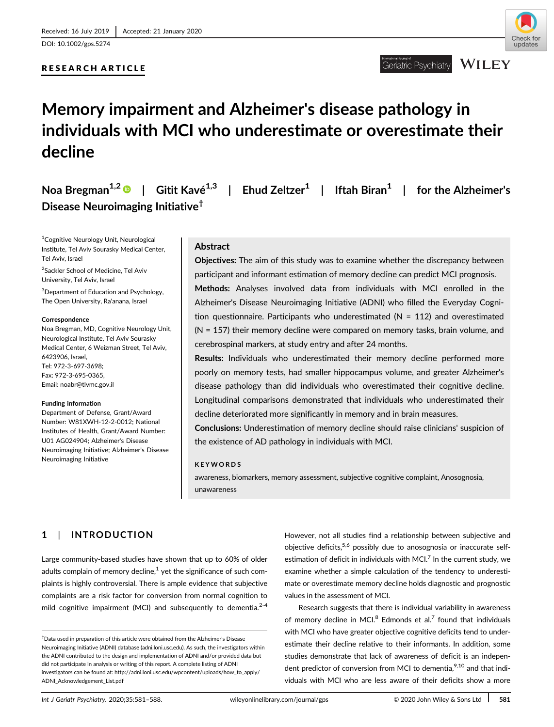Received: 16 July 2019 | Accepted: 21 January 2020

DOI: 10.1002/gps.5274

**RESEARCH ARTICLE**

# Memory impairment and Alzheimer's disease pathology in individuals with MCI who underestimate or overestimate their decline

**Noa Bregman**[1,2] | **Gitit Kavé**[1,3] | **Ehud Zeltzer**[1] | **Iftah Biran**[1] | **for the Alzheimer's Disease Neuroimaging Initiative**[†]

[1]Cognitive Neurology Unit, Neurological Institute, Tel Aviv Sourasky Medical Center, Tel Aviv, Israel

[2]Sackler School of Medicine, Tel Aviv University, Tel Aviv, Israel

[3]Department of Education and Psychology, The Open University, Ra'anana, Israel

**Correspondence**

Noa Bregman, MD, Cognitive Neurology Unit, Neurological Institute, Tel Aviv Sourasky Medical Center, 6 Weizman Street, Tel Aviv, 6423906, Israel.
Tel: 972-3-697-3698;
Fax: 972-3-695-0365,
Email: noabr@tlvmc.gov.il

**Funding information**

Department of Defense, Grant/Award Number: W81XWH-12-2-0012; National Institutes of Health, Grant/Award Number: U01 AG024904; Alzheimer's Disease Neuroimaging Initiative; Alzheimer's Disease Neuroimaging Initiative

## Abstract

**Objectives:** The aim of this study was to examine whether the discrepancy between participant and informant estimation of memory decline can predict MCI prognosis.

**Methods:** Analyses involved data from individuals with MCI enrolled in the Alzheimer's Disease Neuroimaging Initiative (ADNI) who filled the Everyday Cognition questionnaire. Participants who underestimated (N = 112) and overestimated (N = 157) their memory decline were compared on memory tasks, brain volume, and cerebrospinal markers, at study entry and after 24 months.

**Results:** Individuals who underestimated their memory decline performed more poorly on memory tests, had smaller hippocampus volume, and greater Alzheimer's disease pathology than did individuals who overestimated their cognitive decline. Longitudinal comparisons demonstrated that individuals who underestimated their decline deteriorated more significantly in memory and in brain measures.

**Conclusions:** Underestimation of memory decline should raise clinicians' suspicion of the existence of AD pathology in individuals with MCI.

**KEYWORDS**

awareness, biomarkers, memory assessment, subjective cognitive complaint, Anosognosia, unawareness

## 1 | INTRODUCTION

Large community-based studies have shown that up to 60% of older adults complain of memory decline,[1] yet the significance of such complaints is highly controversial. There is ample evidence that subjective complaints are a risk factor for conversion from normal cognition to mild cognitive impairment (MCI) and subsequently to dementia.[2-4] However, not all studies find a relationship between subjective and objective deficits,[5,6] possibly due to anosognosia or inaccurate self-estimation of deficit in individuals with MCI.[7] In the current study, we examine whether a simple calculation of the tendency to underestimate or overestimate memory decline holds diagnostic and prognostic values in the assessment of MCI.

Research suggests that there is individual variability in awareness of memory decline in MCI.[8] Edmonds et al.[7] found that individuals with MCI who have greater objective cognitive deficits tend to underestimate their decline relative to their informants. In addition, some studies demonstrate that lack of awareness of deficit is an independent predictor of conversion from MCI to dementia,[9,10] and that individuals with MCI who are less aware of their deficits show a more

[†]Data used in preparation of this article were obtained from the Alzheimer's Disease Neuroimaging Initiative (ADNI) database (adni.loni.usc.edu). As such, the investigators within the ADNI contributed to the design and implementation of ADNI and/or provided data but did not participate in analysis or writing of this report. A complete listing of ADNI investigators can be found at: http://adni.loni.usc.edu/wpcontent/uploads/how_to_apply/ADNI_Acknowledgement_List.pdf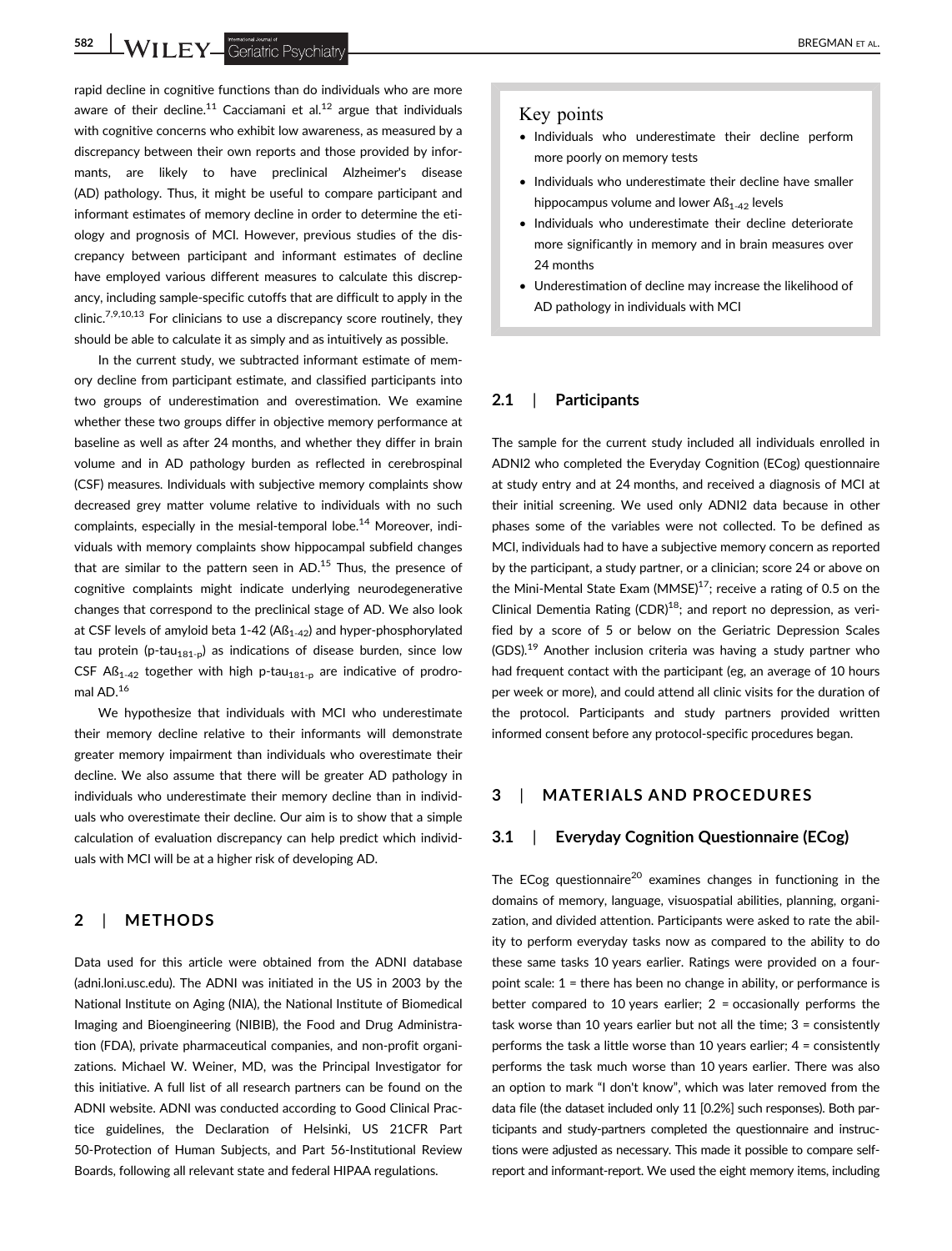rapid decline in cognitive functions than do individuals who are more aware of their decline.[11] Cacciamani et al.[12] argue that individuals with cognitive concerns who exhibit low awareness, as measured by a discrepancy between their own reports and those provided by informants, are likely to have preclinical Alzheimer's disease (AD) pathology. Thus, it might be useful to compare participant and informant estimates of memory decline in order to determine the etiology and prognosis of MCI. However, previous studies of the discrepancy between participant and informant estimates of decline have employed various different measures to calculate this discrepancy, including sample-specific cutoffs that are difficult to apply in the clinic.[7,9,10,13] For clinicians to use a discrepancy score routinely, they should be able to calculate it as simply and as intuitively as possible.

In the current study, we subtracted informant estimate of memory decline from participant estimate, and classified participants into two groups of underestimation and overestimation. We examine whether these two groups differ in objective memory performance at baseline as well as after 24 months, and whether they differ in brain volume and in AD pathology burden as reflected in cerebrospinal (CSF) measures. Individuals with subjective memory complaints show decreased grey matter volume relative to individuals with no such complaints, especially in the mesial-temporal lobe.[14] Moreover, individuals with memory complaints show hippocampal subfield changes that are similar to the pattern seen in AD.[15] Thus, the presence of cognitive complaints might indicate underlying neurodegenerative changes that correspond to the preclinical stage of AD. We also look at CSF levels of amyloid beta 1-42 ($Aß_{1-42}$) and hyper-phosphorylated tau protein (p-$tau_{181-p}$) as indications of disease burden, since low CSF $Aß_{1-42}$ together with high p-$tau_{181-p}$ are indicative of prodromal AD.[16]

We hypothesize that individuals with MCI who underestimate their memory decline relative to their informants will demonstrate greater memory impairment than individuals who overestimate their decline. We also assume that there will be greater AD pathology in individuals who underestimate their memory decline than in individuals who overestimate their decline. Our aim is to show that a simple calculation of evaluation discrepancy can help predict which individuals with MCI will be at a higher risk of developing AD.

## 2 | METHODS

Data used for this article were obtained from the ADNI database (adni.loni.usc.edu). The ADNI was initiated in the US in 2003 by the National Institute on Aging (NIA), the National Institute of Biomedical Imaging and Bioengineering (NIBIB), the Food and Drug Administration (FDA), private pharmaceutical companies, and non-profit organizations. Michael W. Weiner, MD, was the Principal Investigator for this initiative. A full list of all research partners can be found on the ADNI website. ADNI was conducted according to Good Clinical Practice guidelines, the Declaration of Helsinki, US 21CFR Part 50-Protection of Human Subjects, and Part 56-Institutional Review Boards, following all relevant state and federal HIPAA regulations.

> **Key points**
>
> - Individuals who underestimate their decline perform more poorly on memory tests
> - Individuals who underestimate their decline have smaller hippocampus volume and lower $Aß_{1-42}$ levels
> - Individuals who underestimate their decline deteriorate more significantly in memory and in brain measures over 24 months
> - Underestimation of decline may increase the likelihood of AD pathology in individuals with MCI

### 2.1 | Participants

The sample for the current study included all individuals enrolled in ADNI2 who completed the Everyday Cognition (ECog) questionnaire at study entry and at 24 months, and received a diagnosis of MCI at their initial screening. We used only ADNI2 data because in other phases some of the variables were not collected. To be defined as MCI, individuals had to have a subjective memory concern as reported by the participant, a study partner, or a clinician; score 24 or above on the Mini-Mental State Exam (MMSE)[17]; receive a rating of 0.5 on the Clinical Dementia Rating (CDR)[18]; and report no depression, as verified by a score of 5 or below on the Geriatric Depression Scales (GDS).[19] Another inclusion criteria was having a study partner who had frequent contact with the participant (eg, an average of 10 hours per week or more), and could attend all clinic visits for the duration of the protocol. Participants and study partners provided written informed consent before any protocol-specific procedures began.

## 3 | MATERIALS AND PROCEDURES

### 3.1 | Everyday Cognition Questionnaire (ECog)

The ECog questionnaire[20] examines changes in functioning in the domains of memory, language, visuospatial abilities, planning, organization, and divided attention. Participants were asked to rate the ability to perform everyday tasks now as compared to the ability to do these same tasks 10 years earlier. Ratings were provided on a four-point scale: 1 = there has been no change in ability, or performance is better compared to 10 years earlier; 2 = occasionally performs the task worse than 10 years earlier but not all the time; 3 = consistently performs the task a little worse than 10 years earlier; 4 = consistently performs the task much worse than 10 years earlier. There was also an option to mark "I don't know", which was later removed from the data file (the dataset included only 11 [0.2%] such responses). Both participants and study-partners completed the questionnaire and instructions were adjusted as necessary. This made it possible to compare self-report and informant-report. We used the eight memory items, including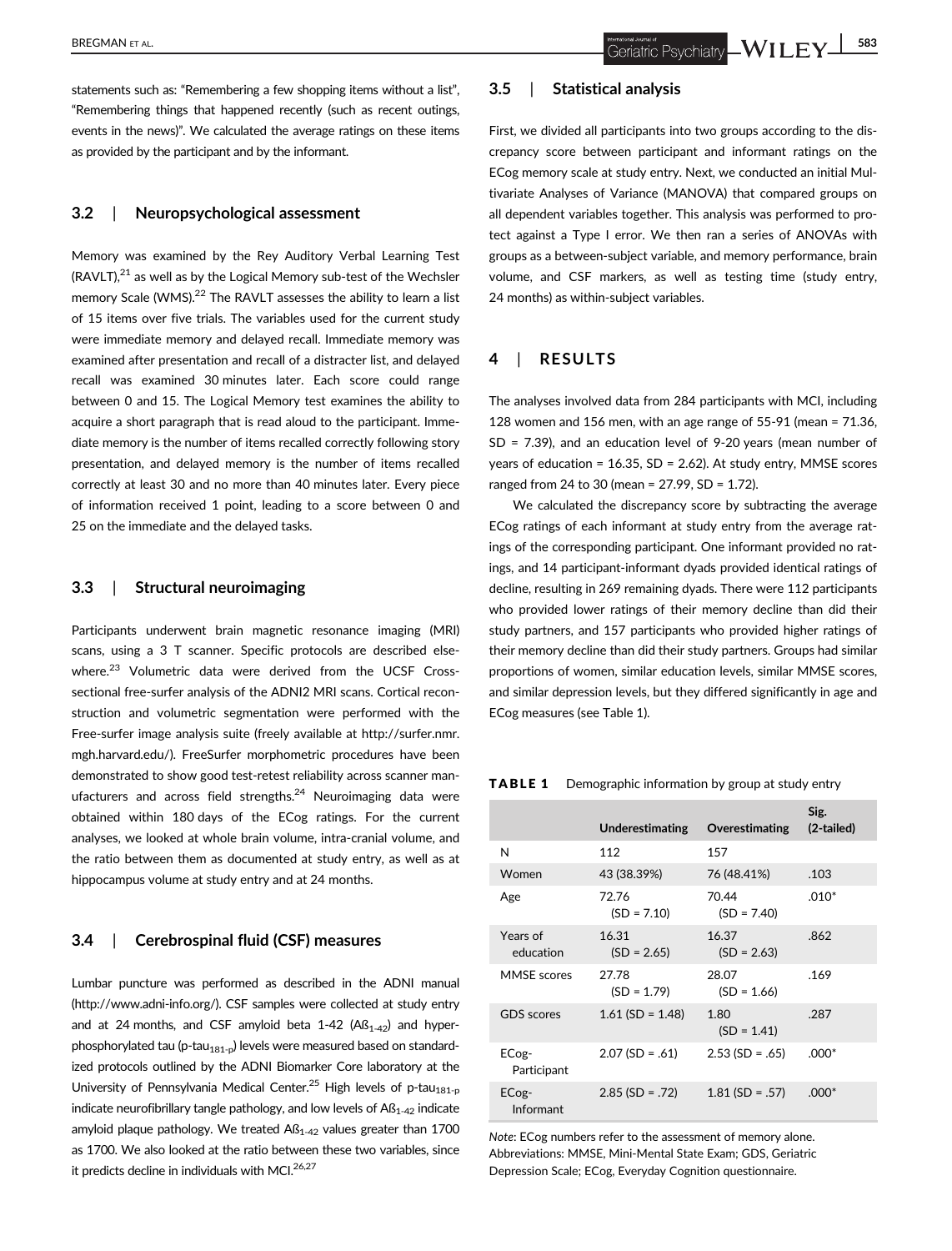statements such as: "Remembering a few shopping items without a list", "Remembering things that happened recently (such as recent outings, events in the news)". We calculated the average ratings on these items as provided by the participant and by the informant.

### 3.2 | Neuropsychological assessment

Memory was examined by the Rey Auditory Verbal Learning Test (RAVLT),[21] as well as by the Logical Memory sub-test of the Wechsler memory Scale (WMS).[22] The RAVLT assesses the ability to learn a list of 15 items over five trials. The variables used for the current study were immediate memory and delayed recall. Immediate memory was examined after presentation and recall of a distracter list, and delayed recall was examined 30 minutes later. Each score could range between 0 and 15. The Logical Memory test examines the ability to acquire a short paragraph that is read aloud to the participant. Immediate memory is the number of items recalled correctly following story presentation, and delayed memory is the number of items recalled correctly at least 30 and no more than 40 minutes later. Every piece of information received 1 point, leading to a score between 0 and 25 on the immediate and the delayed tasks.

### 3.3 | Structural neuroimaging

Participants underwent brain magnetic resonance imaging (MRI) scans, using a 3 T scanner. Specific protocols are described elsewhere.[23] Volumetric data were derived from the UCSF Cross-sectional free-surfer analysis of the ADNI2 MRI scans. Cortical reconstruction and volumetric segmentation were performed with the Free-surfer image analysis suite (freely available at http://surfer.nmr.mgh.harvard.edu/). FreeSurfer morphometric procedures have been demonstrated to show good test-retest reliability across scanner manufacturers and across field strengths.[24] Neuroimaging data were obtained within 180 days of the ECog ratings. For the current analyses, we looked at whole brain volume, intra-cranial volume, and the ratio between them as documented at study entry, as well as at hippocampus volume at study entry and at 24 months.

### 3.4 | Cerebrospinal fluid (CSF) measures

Lumbar puncture was performed as described in the ADNI manual (http://www.adni-info.org/). CSF samples were collected at study entry and at 24 months, and CSF amyloid beta 1-42 ($Aß_{1-42}$) and hyperphosphorylated tau (p-$tau_{181-p}$) levels were measured based on standardized protocols outlined by the ADNI Biomarker Core laboratory at the University of Pennsylvania Medical Center.[25] High levels of p-$tau_{181-p}$ indicate neurofibrillary tangle pathology, and low levels of $Aß_{1-42}$ indicate amyloid plaque pathology. We treated $Aß_{1-42}$ values greater than 1700 as 1700. We also looked at the ratio between these two variables, since it predicts decline in individuals with MCI.[26,27]

### 3.5 | Statistical analysis

First, we divided all participants into two groups according to the discrepancy score between participant and informant ratings on the ECog memory scale at study entry. Next, we conducted an initial Multivariate Analyses of Variance (MANOVA) that compared groups on all dependent variables together. This analysis was performed to protect against a Type I error. We then ran a series of ANOVAs with groups as a between-subject variable, and memory performance, brain volume, and CSF markers, as well as testing time (study entry, 24 months) as within-subject variables.

## 4 | RESULTS

The analyses involved data from 284 participants with MCI, including 128 women and 156 men, with an age range of 55-91 (mean = 71.36, SD = 7.39), and an education level of 9-20 years (mean number of years of education = 16.35, SD = 2.62). At study entry, MMSE scores ranged from 24 to 30 (mean = 27.99, SD = 1.72).

We calculated the discrepancy score by subtracting the average ECog ratings of each informant at study entry from the average ratings of the corresponding participant. One informant provided no ratings, and 14 participant-informant dyads provided identical ratings of decline, resulting in 269 remaining dyads. There were 112 participants who provided lower ratings of their memory decline than did their study partners, and 157 participants who provided higher ratings of their memory decline than did their study partners. Groups had similar proportions of women, similar education levels, similar MMSE scores, and similar depression levels, but they differed significantly in age and ECog measures (see Table 1).

**TABLE 1** Demographic information by group at study entry

| | Underestimating | Overestimating | Sig. (2-tailed) |
|---|---|---|---|
| N | 112 | 157 | |
| Women | 43 (38.39%) | 76 (48.41%) | .103 |
| Age | 72.76 (SD = 7.10) | 70.44 (SD = 7.40) | .010* |
| Years of education | 16.31 (SD = 2.65) | 16.37 (SD = 2.63) | .862 |
| MMSE scores | 27.78 (SD = 1.79) | 28.07 (SD = 1.66) | .169 |
| GDS scores | 1.61 (SD = 1.48) | 1.80 (SD = 1.41) | .287 |
| ECog-Participant | 2.07 (SD = .61) | 2.53 (SD = .65) | .000* |
| ECog-Informant | 2.85 (SD = .72) | 1.81 (SD = .57) | .000* |

*Note*: ECog numbers refer to the assessment of memory alone.
Abbreviations: MMSE, Mini-Mental State Exam; GDS, Geriatric Depression Scale; ECog, Everyday Cognition questionnaire.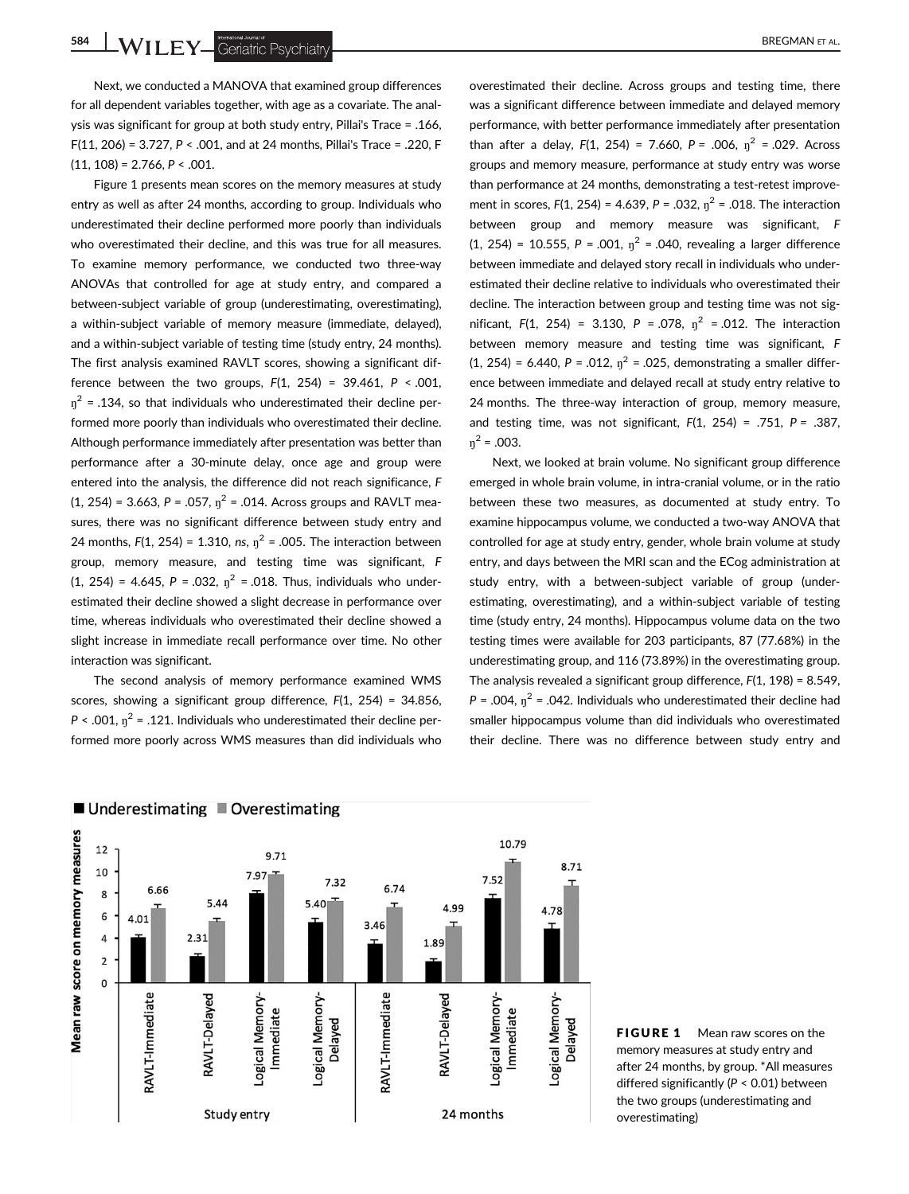Next, we conducted a MANOVA that examined group differences for all dependent variables together, with age as a covariate. The analysis was significant for group at both study entry, Pillai's Trace = .166, $F(11, 206) = 3.727$, $P < .001$, and at 24 months, Pillai's Trace = .220, $F(11, 108) = 2.766$, $P < .001$.

Figure 1 presents mean scores on the memory measures at study entry as well as after 24 months, according to group. Individuals who underestimated their decline performed more poorly than individuals who overestimated their decline, and this was true for all measures. To examine memory performance, we conducted two three-way ANOVAs that controlled for age at study entry, and compared a between-subject variable of group (underestimating, overestimating), a within-subject variable of memory measure (immediate, delayed), and a within-subject variable of testing time (study entry, 24 months). The first analysis examined RAVLT scores, showing a significant difference between the two groups, $F(1, 254) = 39.461$, $P < .001$, $\eta^2 = .134$, so that individuals who underestimated their decline performed more poorly than individuals who overestimated their decline. Although performance immediately after presentation was better than performance after a 30-minute delay, once age and group were entered into the analysis, the difference did not reach significance, $F(1, 254) = 3.663$, $P = .057$, $\eta^2 = .014$. Across groups and RAVLT measures, there was no significant difference between study entry and 24 months, $F(1, 254) = 1.310$, *ns*, $\eta^2 = .005$. The interaction between group, memory measure, and testing time was significant, $F(1, 254) = 4.645$, $P = .032$, $\eta^2 = .018$. Thus, individuals who underestimated their decline showed a slight decrease in performance over time, whereas individuals who overestimated their decline showed a slight increase in immediate recall performance over time. No other interaction was significant.

The second analysis of memory performance examined WMS scores, showing a significant group difference, $F(1, 254) = 34.856$, $P < .001$, $\eta^2 = .121$. Individuals who underestimated their decline performed more poorly across WMS measures than did individuals who overestimated their decline. Across groups and testing time, there was a significant difference between immediate and delayed memory performance, with better performance immediately after presentation than after a delay, $F(1, 254) = 7.660$, $P = .006$, $\eta^2 = .029$. Across groups and memory measure, performance at study entry was worse than performance at 24 months, demonstrating a test-retest improvement in scores, $F(1, 254) = 4.639$, $P = .032$, $\eta^2 = .018$. The interaction between group and memory measure was significant, $F(1, 254) = 10.555$, $P = .001$, $\eta^2 = .040$, revealing a larger difference between immediate and delayed story recall in individuals who underestimated their decline relative to individuals who overestimated their decline. The interaction between group and testing time was not significant, $F(1, 254) = 3.130$, $P = .078$, $\eta^2 = .012$. The interaction between memory measure and testing time was significant, $F(1, 254) = 6.440$, $P = .012$, $\eta^2 = .025$, demonstrating a smaller difference between immediate and delayed recall at study entry relative to 24 months. The three-way interaction of group, memory measure, and testing time, was not significant, $F(1, 254) = .751$, $P = .387$, $\eta^2 = .003$.

Next, we looked at brain volume. No significant group difference emerged in whole brain volume, in intra-cranial volume, or in the ratio between these two measures, as documented at study entry. To examine hippocampus volume, we conducted a two-way ANOVA that controlled for age at study entry, gender, whole brain volume at study entry, and days between the MRI scan and the ECog administration at study entry, with a between-subject variable of group (underestimating, overestimating), and a within-subject variable of testing time (study entry, 24 months). Hippocampus volume data on the two testing times were available for 203 participants, 87 (77.68%) in the underestimating group, and 116 (73.89%) in the overestimating group. The analysis revealed a significant group difference, $F(1, 198) = 8.549$, $P = .004$, $\eta^2 = .042$. Individuals who underestimated their decline had smaller hippocampus volume than did individuals who overestimated their decline. There was no difference between study entry and

| Time | Measure | Underestimating | Overestimating |
|---|---|---|---|
| Study entry | RAVLT-Immediate | 4.01 | 6.66 |
| Study entry | RAVLT-Delayed | 2.31 | 5.44 |
| Study entry | Logical Memory-Immediate | 7.97 | 9.71 |
| Study entry | Logical Memory-Delayed | 5.40 | 7.32 |
| 24 months | RAVLT-Immediate | 3.46 | 6.74 |
| 24 months | RAVLT-Delayed | 1.89 | 4.99 |
| 24 months | Logical Memory-Immediate | 7.52 | 10.79 |
| 24 months | Logical Memory-Delayed | 4.78 | 8.71 |

**FIGURE 1** Mean raw scores on the memory measures at study entry and after 24 months, by group. *All measures differed significantly ($P < 0.01$) between the two groups (underestimating and overestimating)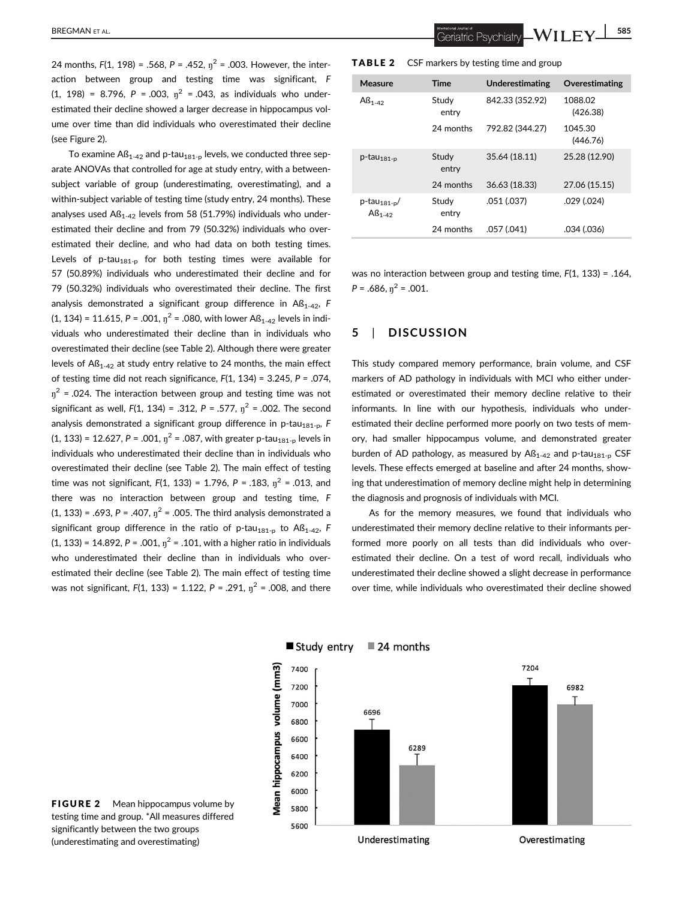24 months, $F(1, 198) = .568$, $P = .452$, $\eta^2 = .003$. However, the interaction between group and testing time was significant, $F(1, 198) = 8.796$, $P = .003$, $\eta^2 = .043$, as individuals who underestimated their decline showed a larger decrease in hippocampus volume over time than did individuals who overestimated their decline (see Figure 2).

To examine $A\beta_{1-42}$ and p-$tau_{181-p}$ levels, we conducted three separate ANOVAs that controlled for age at study entry, with a between-subject variable of group (underestimating, overestimating), and a within-subject variable of testing time (study entry, 24 months). These analyses used $A\beta_{1-42}$ levels from 58 (51.79%) individuals who underestimated their decline and from 79 (50.32%) individuals who overestimated their decline, and who had data on both testing times. Levels of p-$tau_{181-p}$ for both testing times were available for 57 (50.89%) individuals who underestimated their decline and for 79 (50.32%) individuals who overestimated their decline. The first analysis demonstrated a significant group difference in $A\beta_{1-42}$, $F(1, 134) = 11.615$, $P = .001$, $\eta^2 = .080$, with lower $A\beta_{1-42}$ levels in individuals who underestimated their decline than in individuals who overestimated their decline (see Table 2). Although there were greater levels of $A\beta_{1-42}$ at study entry relative to 24 months, the main effect of testing time did not reach significance, $F(1, 134) = 3.245$, $P = .074$, $\eta^2 = .024$. The interaction between group and testing time was not significant as well, $F(1, 134) = .312$, $P = .577$, $\eta^2 = .002$. The second analysis demonstrated a significant group difference in p-$tau_{181-p}$, $F(1, 133) = 12.627$, $P = .001$, $\eta^2 = .087$, with greater p-$tau_{181-p}$ levels in individuals who underestimated their decline than in individuals who overestimated their decline (see Table 2). The main effect of testing time was not significant, $F(1, 133) = 1.796$, $P = .183$, $\eta^2 = .013$, and there was no interaction between group and testing time, $F(1, 133) = .693$, $P = .407$, $\eta^2 = .005$. The third analysis demonstrated a significant group difference in the ratio of p-$tau_{181-p}$ to $A\beta_{1-42}$, $F(1, 133) = 14.892$, $P = .001$, $\eta^2 = .101$, with a higher ratio in individuals who underestimated their decline than in individuals who overestimated their decline (see Table 2). The main effect of testing time was not significant, $F(1, 133) = 1.122$, $P = .291$, $\eta^2 = .008$, and there was no interaction between group and testing time, $F(1, 133) = .164$, $P = .686$, $\eta^2 = .001$.

**TABLE 2** CSF markers by testing time and group

| Measure | Time | Underestimating | Overestimating |
|---|---|---|---|
| $A\beta_{1-42}$ | Study entry | 842.33 (352.92) | 1088.02 (426.38) |
| | 24 months | 792.82 (344.27) | 1045.30 (446.76) |
| p-$tau_{181-p}$ | Study entry | 35.64 (18.11) | 25.28 (12.90) |
| | 24 months | 36.63 (18.33) | 27.06 (15.15) |
| p-$tau_{181-p}$/ $A\beta_{1-42}$ | Study entry | .051 (.037) | .029 (.024) |
| | 24 months | .057 (.041) | .034 (.036) |

## 5 | DISCUSSION

This study compared memory performance, brain volume, and CSF markers of AD pathology in individuals with MCI who either underestimated or overestimated their memory decline relative to their informants. In line with our hypothesis, individuals who underestimated their decline performed more poorly on two tests of memory, had smaller hippocampus volume, and demonstrated greater burden of AD pathology, as measured by $A\beta_{1-42}$ and p-$tau_{181-p}$ CSF levels. These effects emerged at baseline and after 24 months, showing that underestimation of memory decline might help in determining the diagnosis and prognosis of individuals with MCI.

As for the memory measures, we found that individuals who underestimated their memory decline relative to their informants performed more poorly on all tests than did individuals who overestimated their decline. On a test of word recall, individuals who underestimated their decline showed a slight decrease in performance over time, while individuals who overestimated their decline showed

**FIGURE 2** Mean hippocampus volume by testing time and group. *All measures differed significantly between the two groups (underestimating and overestimating)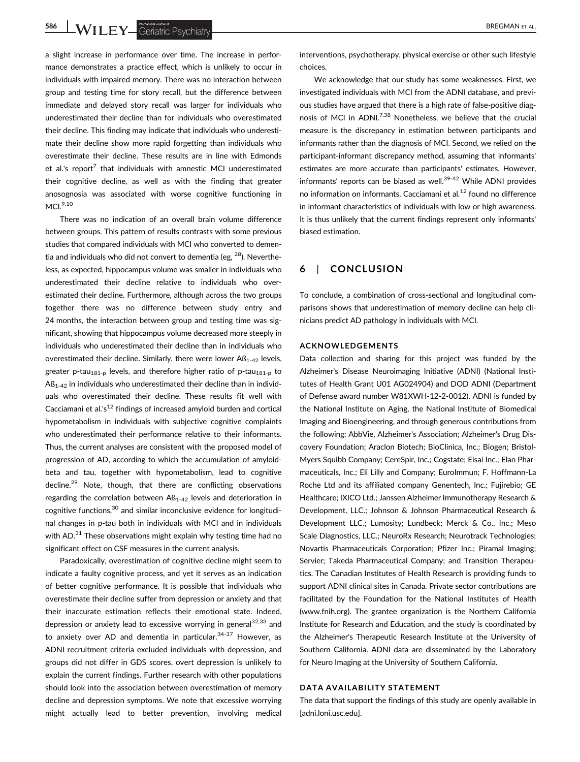a slight increase in performance over time. The increase in performance demonstrates a practice effect, which is unlikely to occur in individuals with impaired memory. There was no interaction between group and testing time for story recall, but the difference between immediate and delayed story recall was larger for individuals who underestimated their decline than for individuals who overestimated their decline. This finding may indicate that individuals who underestimate their decline show more rapid forgetting than individuals who overestimate their decline. These results are in line with Edmonds et al.'s report[7] that individuals with amnestic MCI underestimated their cognitive decline, as well as with the finding that greater anosognosia was associated with worse cognitive functioning in MCI.[9,10]

There was no indication of an overall brain volume difference between groups. This pattern of results contrasts with some previous studies that compared individuals with MCI who converted to dementia and individuals who did not convert to dementia (eg, [28]). Nevertheless, as expected, hippocampus volume was smaller in individuals who underestimated their decline relative to individuals who overestimated their decline. Furthermore, although across the two groups together there was no difference between study entry and 24 months, the interaction between group and testing time was significant, showing that hippocampus volume decreased more steeply in individuals who underestimated their decline than in individuals who overestimated their decline. Similarly, there were lower $Aß_{1-42}$ levels, greater p-$tau_{181-p}$ levels, and therefore higher ratio of p-$tau_{181-p}$ to $Aß_{1-42}$ in individuals who underestimated their decline than in individuals who overestimated their decline. These results fit well with Cacciamani et al.'s[12] findings of increased amyloid burden and cortical hypometabolism in individuals with subjective cognitive complaints who underestimated their performance relative to their informants. Thus, the current analyses are consistent with the proposed model of progression of AD, according to which the accumulation of amyloid-beta and tau, together with hypometabolism, lead to cognitive decline.[29] Note, though, that there are conflicting observations regarding the correlation between $Aß_{1-42}$ levels and deterioration in cognitive functions,[30] and similar inconclusive evidence for longitudinal changes in p-tau both in individuals with MCI and in individuals with AD.[31] These observations might explain why testing time had no significant effect on CSF measures in the current analysis.

Paradoxically, overestimation of cognitive decline might seem to indicate a faulty cognitive process, and yet it serves as an indication of better cognitive performance. It is possible that individuals who overestimate their decline suffer from depression or anxiety and that their inaccurate estimation reflects their emotional state. Indeed, depression or anxiety lead to excessive worrying in general[32,33] and to anxiety over AD and dementia in particular.[34-37] However, as ADNI recruitment criteria excluded individuals with depression, and groups did not differ in GDS scores, overt depression is unlikely to explain the current findings. Further research with other populations should look into the association between overestimation of memory decline and depression symptoms. We note that excessive worrying might actually lead to better prevention, involving medical interventions, psychotherapy, physical exercise or other such lifestyle choices.

We acknowledge that our study has some weaknesses. First, we investigated individuals with MCI from the ADNI database, and previous studies have argued that there is a high rate of false-positive diagnosis of MCI in ADNI.[7,38] Nonetheless, we believe that the crucial measure is the discrepancy in estimation between participants and informants rather than the diagnosis of MCI. Second, we relied on the participant-informant discrepancy method, assuming that informants' estimates are more accurate than participants' estimates. However, informants' reports can be biased as well.[39-42] While ADNI provides no information on informants, Cacciamani et al.[12] found no difference in informant characteristics of individuals with low or high awareness. It is thus unlikely that the current findings represent only informants' biased estimation.

## 6 | CONCLUSION

To conclude, a combination of cross-sectional and longitudinal comparisons shows that underestimation of memory decline can help clinicians predict AD pathology in individuals with MCI.

### ACKNOWLEDGEMENTS

Data collection and sharing for this project was funded by the Alzheimer's Disease Neuroimaging Initiative (ADNI) (National Institutes of Health Grant U01 AG024904) and DOD ADNI (Department of Defense award number W81XWH-12-2-0012). ADNI is funded by the National Institute on Aging, the National Institute of Biomedical Imaging and Bioengineering, and through generous contributions from the following: AbbVie, Alzheimer's Association; Alzheimer's Drug Discovery Foundation; Araclon Biotech; BioClinica, Inc.; Biogen; Bristol-Myers Squibb Company; CereSpir, Inc.; Cogstate; Eisai Inc.; Elan Pharmaceuticals, Inc.; Eli Lilly and Company; EuroImmun; F. Hoffmann-La Roche Ltd and its affiliated company Genentech, Inc.; Fujirebio; GE Healthcare; IXICO Ltd.; Janssen Alzheimer Immunotherapy Research & Development, LLC.; Johnson & Johnson Pharmaceutical Research & Development LLC.; Lumosity; Lundbeck; Merck & Co., Inc.; Meso Scale Diagnostics, LLC.; NeuroRx Research; Neurotrack Technologies; Novartis Pharmaceuticals Corporation; Pfizer Inc.; Piramal Imaging; Servier; Takeda Pharmaceutical Company; and Transition Therapeutics. The Canadian Institutes of Health Research is providing funds to support ADNI clinical sites in Canada. Private sector contributions are facilitated by the Foundation for the National Institutes of Health (www.fnih.org). The grantee organization is the Northern California Institute for Research and Education, and the study is coordinated by the Alzheimer's Therapeutic Research Institute at the University of Southern California. ADNI data are disseminated by the Laboratory for Neuro Imaging at the University of Southern California.

### DATA AVAILABILITY STATEMENT

The data that support the findings of this study are openly available in [adni.loni.usc.edu].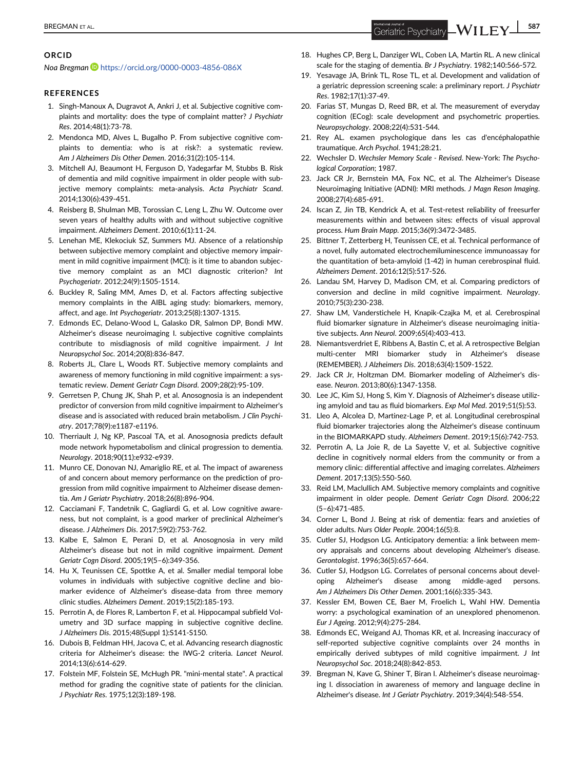## ORCID

*Noa Bregman* https://orcid.org/0000-0003-4856-086X

## REFERENCES

1. Singh-Manoux A, Dugravot A, Ankri J, et al. Subjective cognitive complaints and mortality: does the type of complaint matter? *J Psychiatr Res*. 2014;48(1):73-78.
2. Mendonca MD, Alves L, Bugalho P. From subjective cognitive complaints to dementia: who is at risk?: a systematic review. *Am J Alzheimers Dis Other Demen*. 2016;31(2):105-114.
3. Mitchell AJ, Beaumont H, Ferguson D, Yadegarfar M, Stubbs B. Risk of dementia and mild cognitive impairment in older people with subjective memory complaints: meta-analysis. *Acta Psychiatr Scand*. 2014;130(6):439-451.
4. Reisberg B, Shulman MB, Torossian C, Leng L, Zhu W. Outcome over seven years of healthy adults with and without subjective cognitive impairment. *Alzheimers Dement*. 2010;6(1):11-24.
5. Lenehan ME, Klekociuk SZ, Summers MJ. Absence of a relationship between subjective memory complaint and objective memory impairment in mild cognitive impairment (MCI): is it time to abandon subjective memory complaint as an MCI diagnostic criterion? *Int Psychogeriatr*. 2012;24(9):1505-1514.
6. Buckley R, Saling MM, Ames D, et al. Factors affecting subjective memory complaints in the AIBL aging study: biomarkers, memory, affect, and age. *Int Psychogeriatr*. 2013;25(8):1307-1315.
7. Edmonds EC, Delano-Wood L, Galasko DR, Salmon DP, Bondi MW. Alzheimer's disease neuroimaging I. subjective cognitive complaints contribute to misdiagnosis of mild cognitive impairment. *J Int Neuropsychol Soc*. 2014;20(8):836-847.
8. Roberts JL, Clare L, Woods RT. Subjective memory complaints and awareness of memory functioning in mild cognitive impairment: a systematic review. *Dement Geriatr Cogn Disord*. 2009;28(2):95-109.
9. Gerretsen P, Chung JK, Shah P, et al. Anosognosia is an independent predictor of conversion from mild cognitive impairment to Alzheimer's disease and is associated with reduced brain metabolism. *J Clin Psychiatry*. 2017;78(9):e1187-e1196.
10. Therriault J, Ng KP, Pascoal TA, et al. Anosognosia predicts default mode network hypometabolism and clinical progression to dementia. *Neurology*. 2018;90(11):e932-e939.
11. Munro CE, Donovan NJ, Amariglio RE, et al. The impact of awareness of and concern about memory performance on the prediction of progression from mild cognitive impairment to Alzheimer disease dementia. *Am J Geriatr Psychiatry*. 2018;26(8):896-904.
12. Cacciamani F, Tandetnik C, Gagliardi G, et al. Low cognitive awareness, but not complaint, is a good marker of preclinical Alzheimer's disease. *J Alzheimers Dis*. 2017;59(2):753-762.
13. Kalbe E, Salmon E, Perani D, et al. Anosognosia in very mild Alzheimer's disease but not in mild cognitive impairment. *Dement Geriatr Cogn Disord*. 2005;19(5–6):349-356.
14. Hu X, Teunissen CE, Spottke A, et al. Smaller medial temporal lobe volumes in individuals with subjective cognitive decline and biomarker evidence of Alzheimer's disease-data from three memory clinic studies. *Alzheimers Dement*. 2019;15(2):185-193.
15. Perrotin A, de Flores R, Lamberton F, et al. Hippocampal subfield Volumetry and 3D surface mapping in subjective cognitive decline. *J Alzheimers Dis*. 2015;48(Suppl 1):S141-S150.
16. Dubois B, Feldman HH, Jacova C, et al. Advancing research diagnostic criteria for Alzheimer's disease: the IWG-2 criteria. *Lancet Neurol*. 2014;13(6):614-629.
17. Folstein MF, Folstein SE, McHugh PR. "mini-mental state". A practical method for grading the cognitive state of patients for the clinician. *J Psychiatr Res*. 1975;12(3):189-198.
18. Hughes CP, Berg L, Danziger WL, Coben LA, Martin RL. A new clinical scale for the staging of dementia. *Br J Psychiatry*. 1982;140:566-572.
19. Yesavage JA, Brink TL, Rose TL, et al. Development and validation of a geriatric depression screening scale: a preliminary report. *J Psychiatr Res*. 1982;17(1):37-49.
20. Farias ST, Mungas D, Reed BR, et al. The measurement of everyday cognition (ECog): scale development and psychometric properties. *Neuropsychology*. 2008;22(4):531-544.
21. Rey AL. examen psychologique dans les cas d'encéphalopathie traumatique. *Arch Psychol*. 1941;28:21.
22. Wechsler D. *Wechsler Memory Scale - Revised*. New-York: *The Psychological Corporation*; 1987.
23. Jack CR Jr, Bernstein MA, Fox NC, et al. The Alzheimer's Disease Neuroimaging Initiative (ADNI): MRI methods. *J Magn Reson Imaging*. 2008;27(4):685-691.
24. Iscan Z, Jin TB, Kendrick A, et al. Test-retest reliability of freesurfer measurements within and between sites: effects of visual approval process. *Hum Brain Mapp*. 2015;36(9):3472-3485.
25. Bittner T, Zetterberg H, Teunissen CE, et al. Technical performance of a novel, fully automated electrochemiluminescence immunoassay for the quantitation of beta-amyloid (1-42) in human cerebrospinal fluid. *Alzheimers Dement*. 2016;12(5):517-526.
26. Landau SM, Harvey D, Madison CM, et al. Comparing predictors of conversion and decline in mild cognitive impairment. *Neurology*. 2010;75(3):230-238.
27. Shaw LM, Vanderstichele H, Knapik-Czajka M, et al. Cerebrospinal fluid biomarker signature in Alzheimer's disease neuroimaging initiative subjects. *Ann Neurol*. 2009;65(4):403-413.
28. Niemantsverdriet E, Ribbens A, Bastin C, et al. A retrospective Belgian multi-center MRI biomarker study in Alzheimer's disease (REMEMBER). *J Alzheimers Dis*. 2018;63(4):1509-1522.
29. Jack CR Jr, Holtzman DM. Biomarker modeling of Alzheimer's disease. *Neuron*. 2013;80(6):1347-1358.
30. Lee JC, Kim SJ, Hong S, Kim Y. Diagnosis of Alzheimer's disease utilizing amyloid and tau as fluid biomarkers. *Exp Mol Med*. 2019;51(5):53.
31. Lleo A, Alcolea D, Martinez-Lage P, et al. Longitudinal cerebrospinal fluid biomarker trajectories along the Alzheimer's disease continuum in the BIOMARKAPD study. *Alzheimers Dement*. 2019;15(6):742-753.
32. Perrotin A, La Joie R, de La Sayette V, et al. Subjective cognitive decline in cognitively normal elders from the community or from a memory clinic: differential affective and imaging correlates. *Alzheimers Dement*. 2017;13(5):550-560.
33. Reid LM, Maclullich AM. Subjective memory complaints and cognitive impairment in older people. *Dement Geriatr Cogn Disord*. 2006;22(5–6):471-485.
34. Corner L, Bond J. Being at risk of dementia: fears and anxieties of older adults. *Nurs Older People*. 2004;16(5):8.
35. Cutler SJ, Hodgson LG. Anticipatory dementia: a link between memory appraisals and concerns about developing Alzheimer's disease. *Gerontologist*. 1996;36(5):657-664.
36. Cutler SJ, Hodgson LG. Correlates of personal concerns about developing Alzheimer's disease among middle-aged persons. *Am J Alzheimers Dis Other Demen*. 2001;16(6):335-343.
37. Kessler EM, Bowen CE, Baer M, Froelich L, Wahl HW. Dementia worry: a psychological examination of an unexplored phenomenon. *Eur J Ageing*. 2012;9(4):275-284.
38. Edmonds EC, Weigand AJ, Thomas KR, et al. Increasing inaccuracy of self-reported subjective cognitive complaints over 24 months in empirically derived subtypes of mild cognitive impairment. *J Int Neuropsychol Soc*. 2018;24(8):842-853.
39. Bregman N, Kave G, Shiner T, Biran I. Alzheimer's disease neuroimaging I. dissociation in awareness of memory and language decline in Alzheimer's disease. *Int J Geriatr Psychiatry*. 2019;34(4):548-554.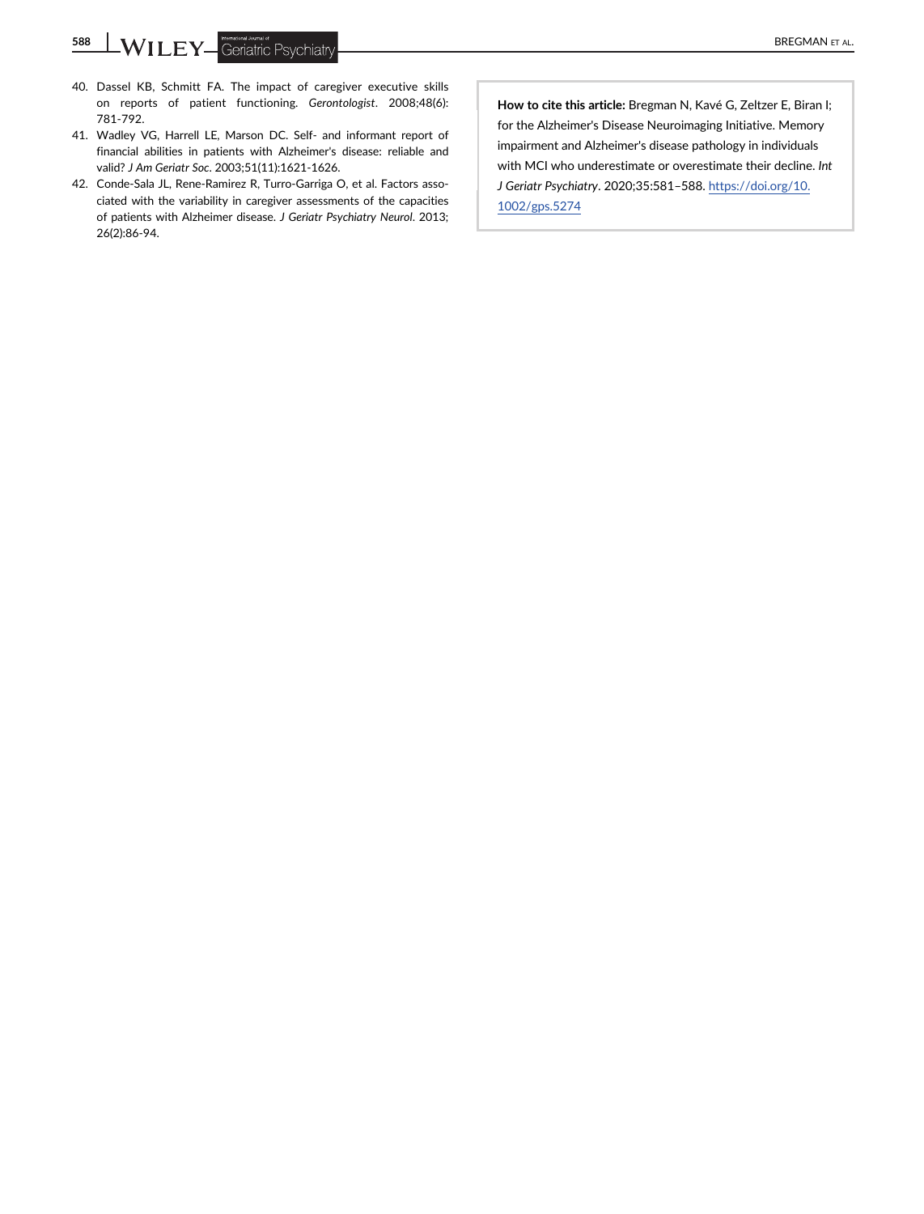40. Dassel KB, Schmitt FA. The impact of caregiver executive skills on reports of patient functioning. *Gerontologist*. 2008;48(6): 781-792.
41. Wadley VG, Harrell LE, Marson DC. Self- and informant report of financial abilities in patients with Alzheimer's disease: reliable and valid? *J Am Geriatr Soc*. 2003;51(11):1621-1626.
42. Conde-Sala JL, Rene-Ramirez R, Turro-Garriga O, et al. Factors associated with the variability in caregiver assessments of the capacities of patients with Alzheimer disease. *J Geriatr Psychiatry Neurol*. 2013; 26(2):86-94.

**How to cite this article:** Bregman N, Kavé G, Zeltzer E, Biran I; for the Alzheimer's Disease Neuroimaging Initiative. Memory impairment and Alzheimer's disease pathology in individuals with MCI who underestimate or overestimate their decline. *Int J Geriatr Psychiatry*. 2020;35:581–588. https://doi.org/10.1002/gps.5274